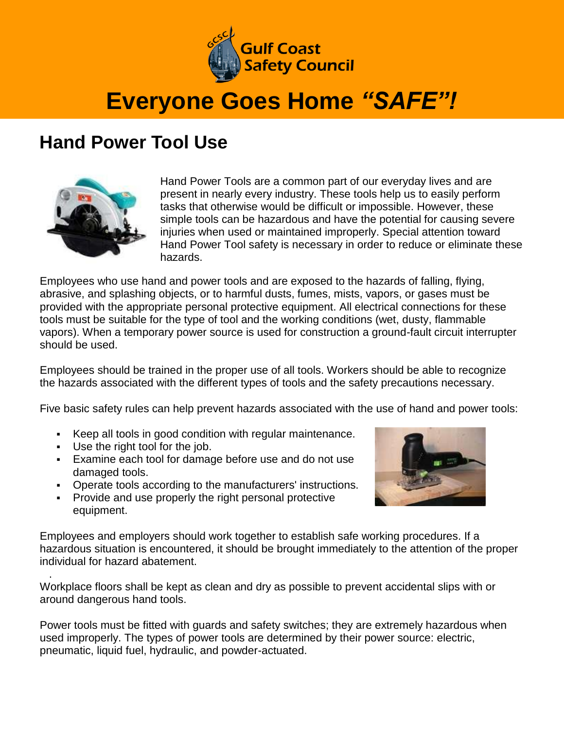Gulf Coast Safety Council

# Everyone Goes Home *"SAFE"!*

## Hand Power Tool Use

Hand Power Tools are a common part of our everyday lives and are present in nearly every industry. These tools help us to easily perform tasks that otherwise would be difficult or impossible. However, these simple tools can be hazardous and have the potential for causing severe injuries when used or maintained improperly. Special attention toward Hand Power Tool safety is necessary in order to reduce or eliminate these hazards.

Employees who use hand and power tools and are exposed to the hazards of falling, flying, abrasive, and splashing objects, or to harmful dusts, fumes, mists, vapors, or gases must be provided with the appropriate personal protective equipment. All electrical connections for these tools must be suitable for the type of tool and the working conditions (wet, dusty, flammable vapors). When a temporary power source is used for construction a ground-fault circuit interrupter should be used.

Employees should be trained in the proper use of all tools. Workers should be able to recognize the hazards associated with the different types of tools and the safety precautions necessary.

Five basic safety rules can help prevent hazards associated with the use of hand and power tools:

- Keep all tools in good condition with regular maintenance.
- Use the right tool for the job.
- Examine each tool for damage before use and do not use damaged tools.
- Operate tools according to the manufacturers' instructions.
- Provide and use properly the right personal protective equipment.

Employees and employers should work together to establish safe working procedures. If a hazardous situation is encountered, it should be brought immediately to the attention of the proper individual for hazard abatement.

Workplace floors shall be kept as clean and dry as possible to prevent accidental slips with or around dangerous hand tools.

Power tools must be fitted with guards and safety switches; they are extremely hazardous when used improperly. The types of power tools are determined by their power source: electric, pneumatic, liquid fuel, hydraulic, and powder-actuated.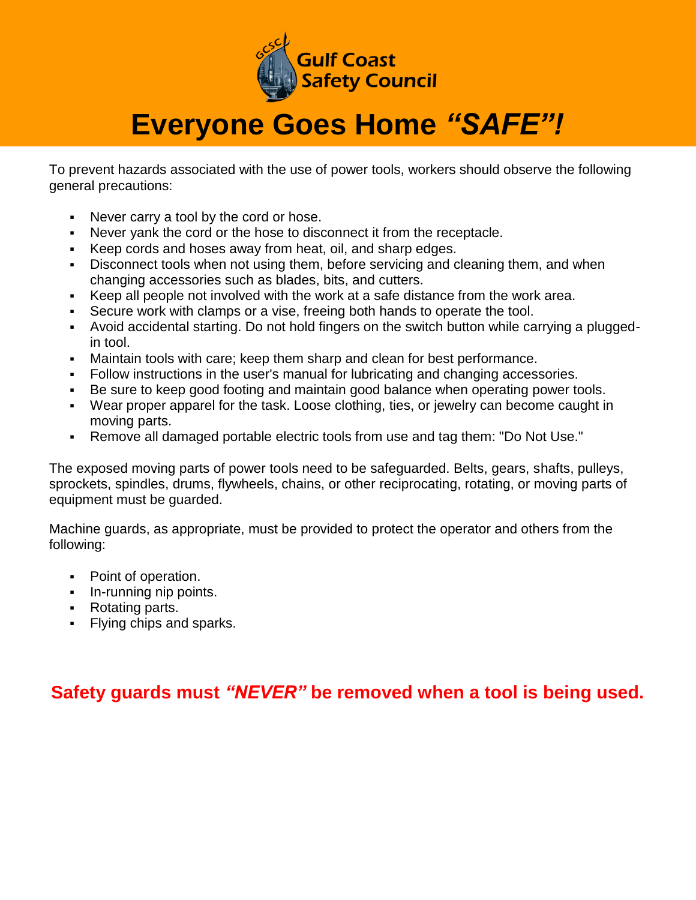Gulf Coast Safety Council

# Everyone Goes Home *"SAFE"!*

To prevent hazards associated with the use of power tools, workers should observe the following general precautions:

- Never carry a tool by the cord or hose.
- Never yank the cord or the hose to disconnect it from the receptacle.
- Keep cords and hoses away from heat, oil, and sharp edges.
- Disconnect tools when not using them, before servicing and cleaning them, and when changing accessories such as blades, bits, and cutters.
- Keep all people not involved with the work at a safe distance from the work area.
- Secure work with clamps or a vise, freeing both hands to operate the tool.
- Avoid accidental starting. Do not hold fingers on the switch button while carrying a plugged-in tool.
- Maintain tools with care; keep them sharp and clean for best performance.
- Follow instructions in the user's manual for lubricating and changing accessories.
- Be sure to keep good footing and maintain good balance when operating power tools.
- Wear proper apparel for the task. Loose clothing, ties, or jewelry can become caught in moving parts.
- Remove all damaged portable electric tools from use and tag them: "Do Not Use."

The exposed moving parts of power tools need to be safeguarded. Belts, gears, shafts, pulleys, sprockets, spindles, drums, flywheels, chains, or other reciprocating, rotating, or moving parts of equipment must be guarded.

Machine guards, as appropriate, must be provided to protect the operator and others from the following:

- Point of operation.
- In-running nip points.
- Rotating parts.
- Flying chips and sparks.

**Safety guards must *"NEVER"* be removed when a tool is being used.**